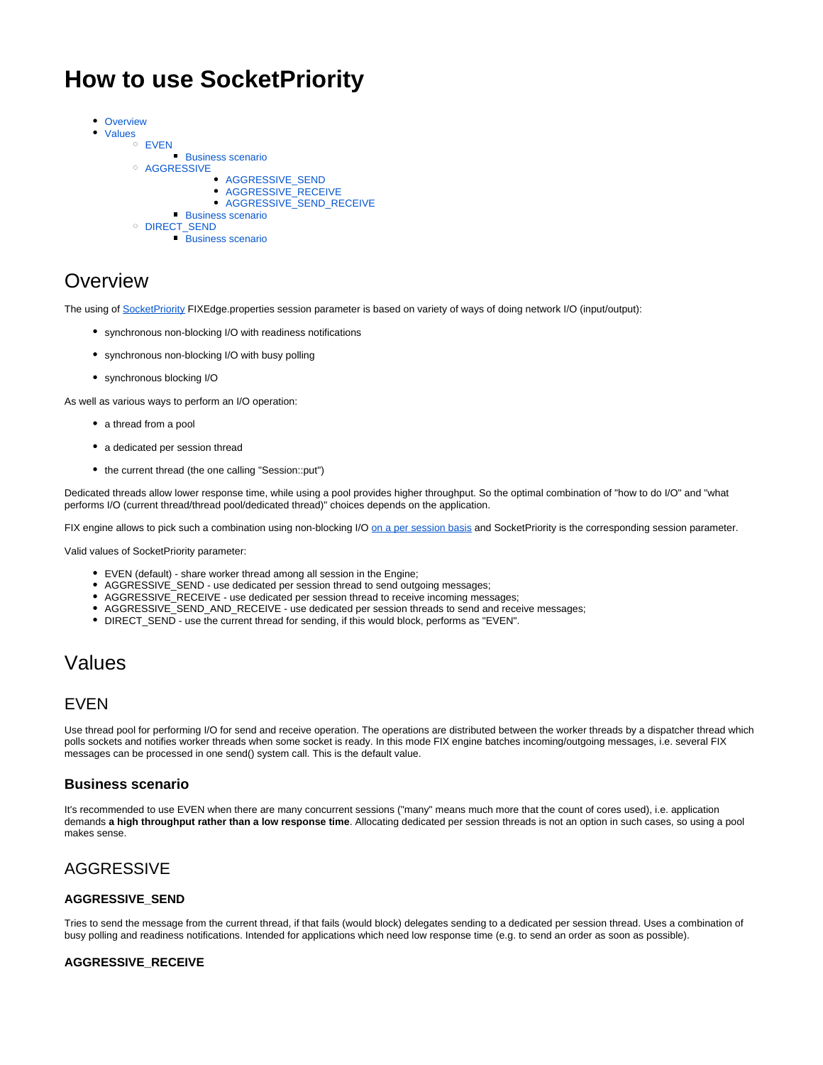# How to use SocketPriority

- Overview
- Values
  - EVEN
    - Business scenario
  - AGGRESSIVE
    - AGGRESSIVE_SEND
    - AGGRESSIVE_RECEIVE
    - AGGRESSIVE_SEND_RECEIVE
    - Business scenario
  - DIRECT_SEND
    - Business scenario

## Overview

The using of SocketPriority FIXEdge.properties session parameter is based on variety of ways of doing network I/O (input/output):

- synchronous non-blocking I/O with readiness notifications
- synchronous non-blocking I/O with busy polling
- synchronous blocking I/O

As well as various ways to perform an I/O operation:

- a thread from a pool
- a dedicated per session thread
- the current thread (the one calling "Session::put")

Dedicated threads allow lower response time, while using a pool provides higher throughput. So the optimal combination of "how to do I/O" and "what performs I/O (current thread/thread pool/dedicated thread)" choices depends on the application.

FIX engine allows to pick such a combination using non-blocking I/O on a per session basis and SocketPriority is the corresponding session parameter.

Valid values of SocketPriority parameter:

- EVEN (default) - share worker thread among all session in the Engine;
- AGGRESSIVE_SEND - use dedicated per session thread to send outgoing messages;
- AGGRESSIVE_RECEIVE - use dedicated per session thread to receive incoming messages;
- AGGRESSIVE_SEND_AND_RECEIVE - use dedicated per session threads to send and receive messages;
- DIRECT_SEND - use the current thread for sending, if this would block, performs as "EVEN".

## Values

### EVEN

Use thread pool for performing I/O for send and receive operation. The operations are distributed between the worker threads by a dispatcher thread which polls sockets and notifies worker threads when some socket is ready. In this mode FIX engine batches incoming/outgoing messages, i.e. several FIX messages can be processed in one send() system call. This is the default value.

#### Business scenario

It's recommended to use EVEN when there are many concurrent sessions ("many" means much more that the count of cores used), i.e. application demands **a high throughput rather than a low response time**. Allocating dedicated per session threads is not an option in such cases, so using a pool makes sense.

### AGGRESSIVE

#### AGGRESSIVE_SEND

Tries to send the message from the current thread, if that fails (would block) delegates sending to a dedicated per session thread. Uses a combination of busy polling and readiness notifications. Intended for applications which need low response time (e.g. to send an order as soon as possible).

#### AGGRESSIVE_RECEIVE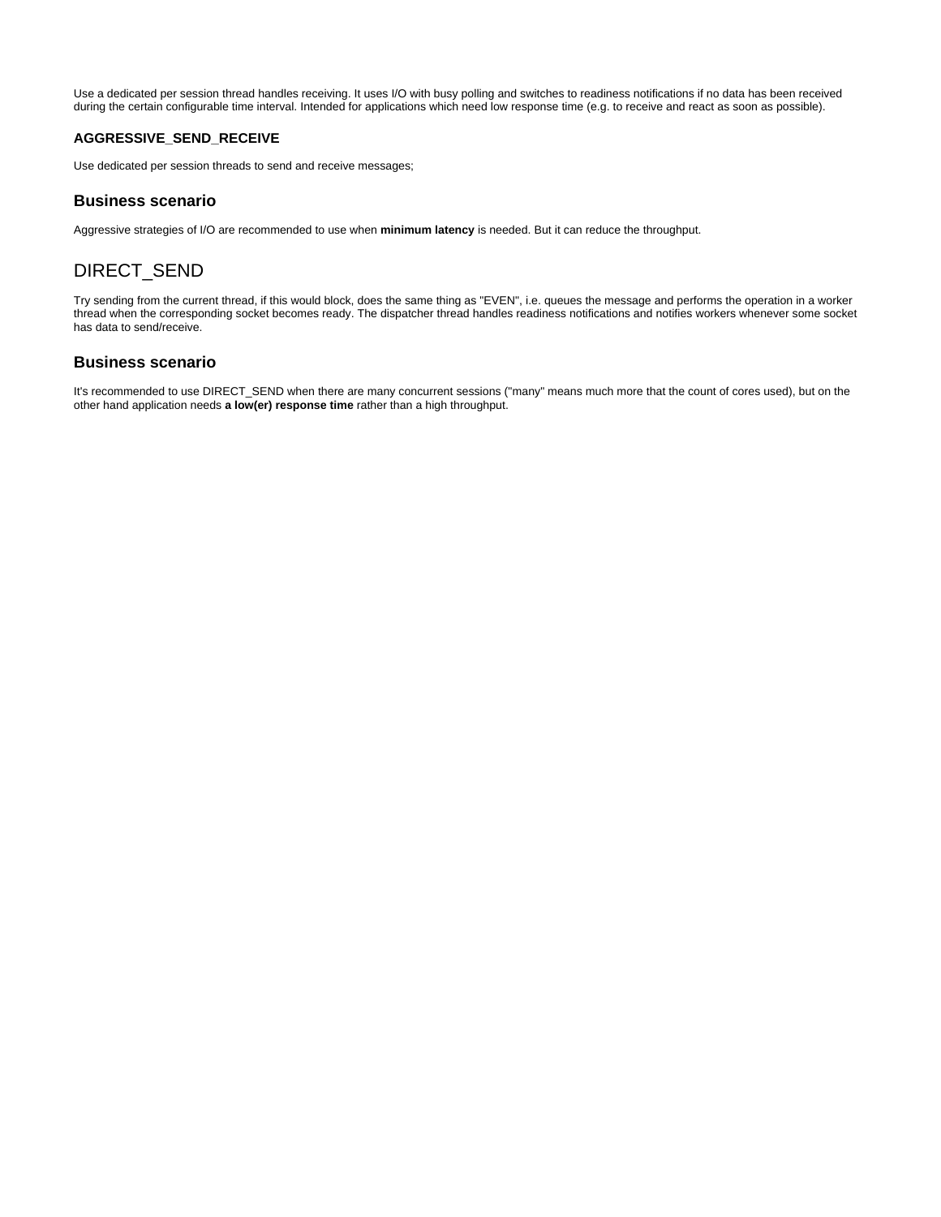Use a dedicated per session thread handles receiving. It uses I/O with busy polling and switches to readiness notifications if no data has been received during the certain configurable time interval. Intended for applications which need low response time (e.g. to receive and react as soon as possible).

#### AGGRESSIVE_SEND_RECEIVE

Use dedicated per session threads to send and receive messages;

### Business scenario

Aggressive strategies of I/O are recommended to use when **minimum latency** is needed. But it can reduce the throughput.

## DIRECT_SEND

Try sending from the current thread, if this would block, does the same thing as "EVEN", i.e. queues the message and performs the operation in a worker thread when the corresponding socket becomes ready. The dispatcher thread handles readiness notifications and notifies workers whenever some socket has data to send/receive.

### Business scenario

It's recommended to use DIRECT_SEND when there are many concurrent sessions ("many" means much more that the count of cores used), but on the other hand application needs **a low(er) response time** rather than a high throughput.